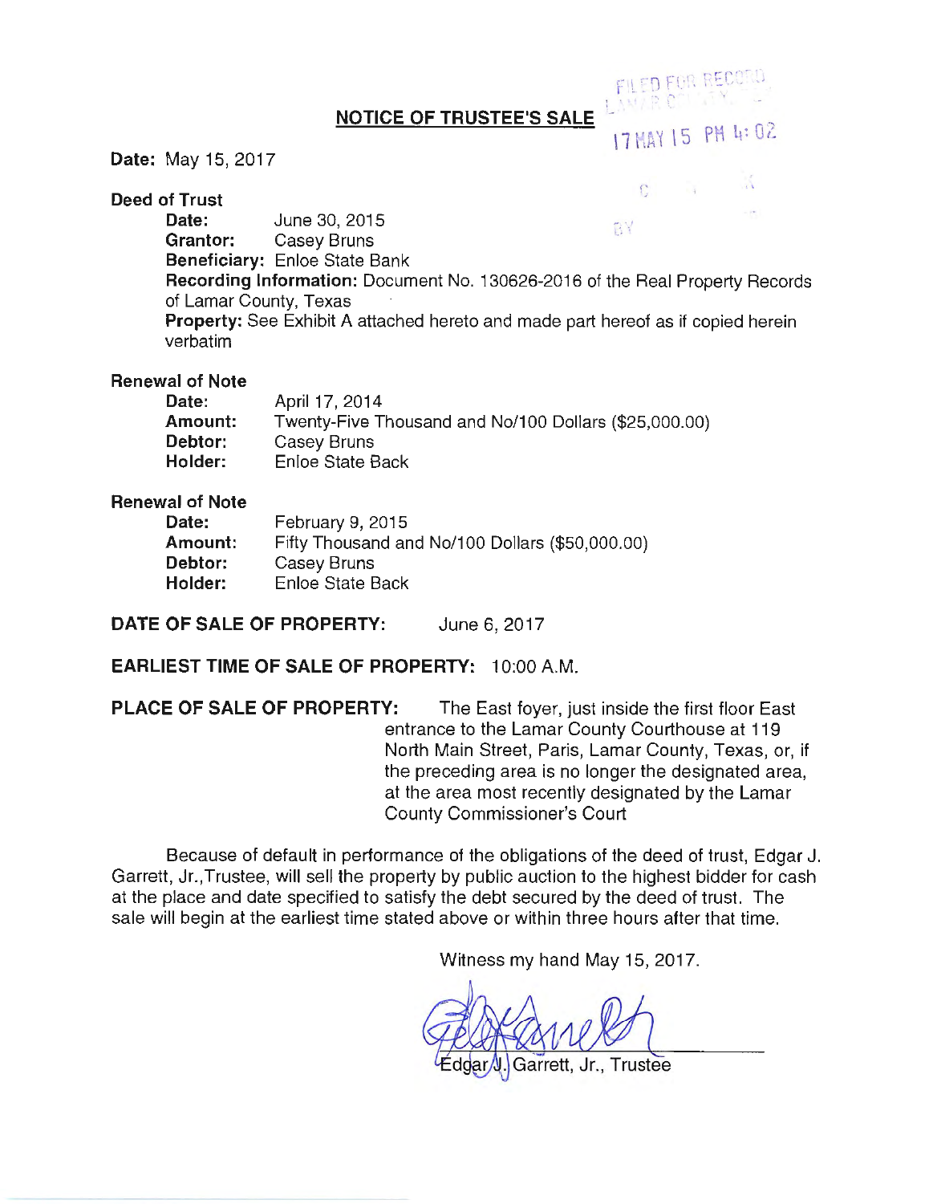FILED FOR RECORD
LAMAR COUNTY

17 MAY 15 PM 4:02

BY

## NOTICE OF TRUSTEE'S SALE

**Date:** May 15, 2017

**Deed of Trust**

**Date:** June 30, 2015
**Grantor:** Casey Bruns
**Beneficiary:** Enloe State Bank
**Recording Information:** Document No. 130626-2016 of the Real Property Records of Lamar County, Texas
**Property:** See Exhibit A attached hereto and made part hereof as if copied herein verbatim

**Renewal of Note**

**Date:** April 17, 2014
**Amount:** Twenty-Five Thousand and No/100 Dollars ($25,000.00)
**Debtor:** Casey Bruns
**Holder:** Enloe State Back

**Renewal of Note**

**Date:** February 9, 2015
**Amount:** Fifty Thousand and No/100 Dollars ($50,000.00)
**Debtor:** Casey Bruns
**Holder:** Enloe State Back

**DATE OF SALE OF PROPERTY:** June 6, 2017

**EARLIEST TIME OF SALE OF PROPERTY:** 10:00 A.M.

**PLACE OF SALE OF PROPERTY:** The East foyer, just inside the first floor East entrance to the Lamar County Courthouse at 119 North Main Street, Paris, Lamar County, Texas, or, if the preceding area is no longer the designated area, at the area most recently designated by the Lamar County Commissioner's Court

Because of default in performance of the obligations of the deed of trust, Edgar J. Garrett, Jr.,Trustee, will sell the property by public auction to the highest bidder for cash at the place and date specified to satisfy the debt secured by the deed of trust. The sale will begin at the earliest time stated above or within three hours after that time.

Witness my hand May 15, 2017.

Edgar J. Garrett, Jr., Trustee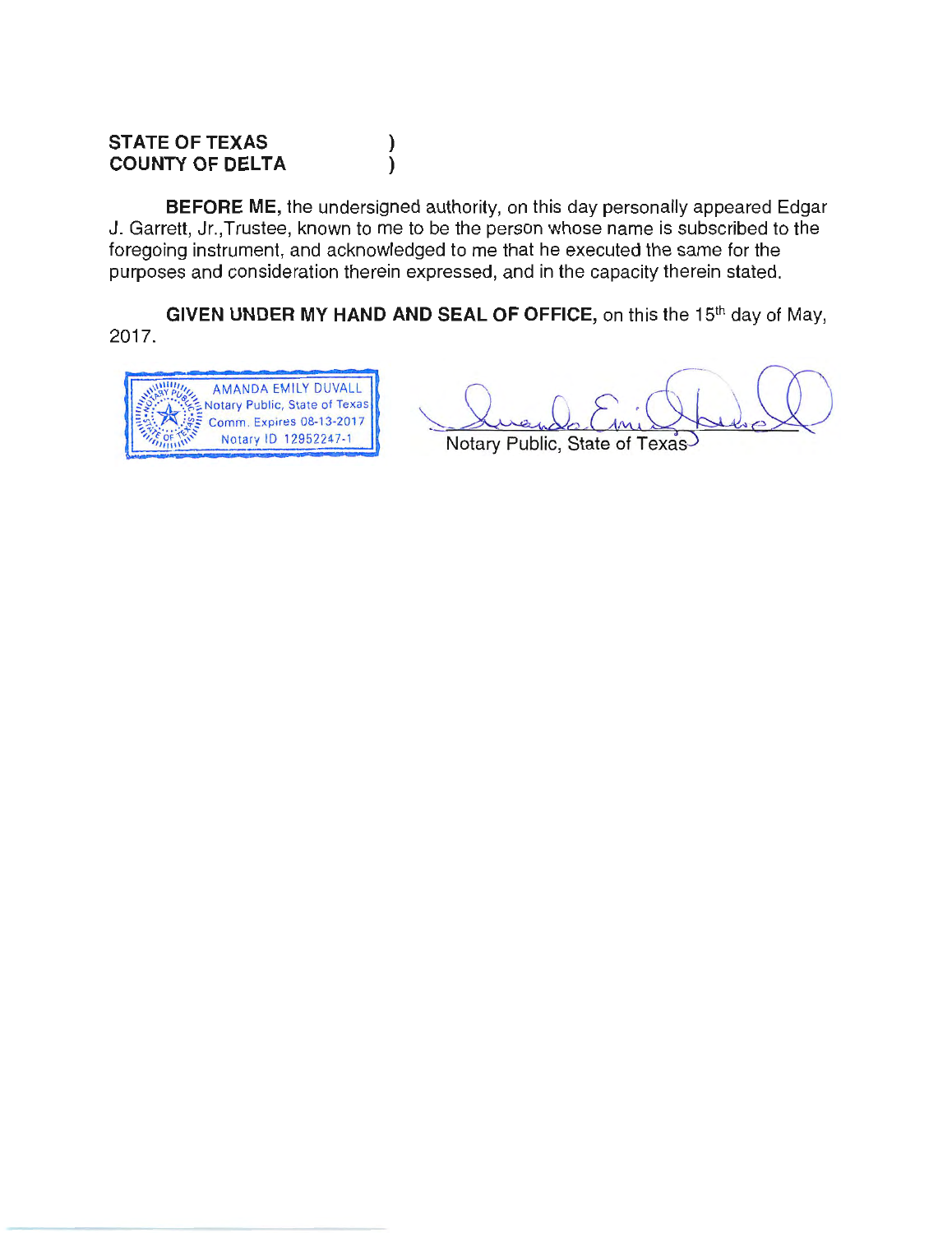**STATE OF TEXAS** )
**COUNTY OF DELTA** )

**BEFORE ME,** the undersigned authority, on this day personally appeared Edgar J. Garrett, Jr.,Trustee, known to me to be the person whose name is subscribed to the foregoing instrument, and acknowledged to me that he executed the same for the purposes and consideration therein expressed, and in the capacity therein stated.

**GIVEN UNDER MY HAND AND SEAL OF OFFICE,** on this the 15th day of May, 2017.

AMANDA EMILY DUVALL
Notary Public, State of Texas
Comm. Expires 08-13-2017
Notary ID 12952247-1

Notary Public, State of Texas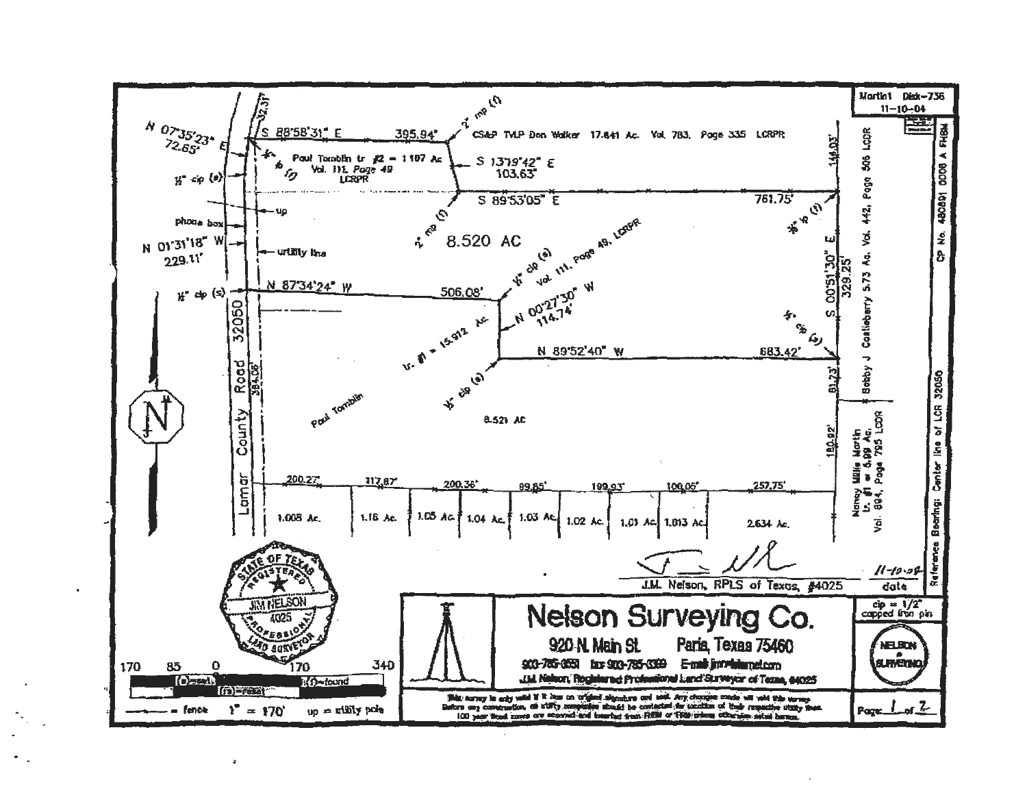Martin1 Disk-736
11-10-04

CP No. 480891 0006 A FHBM

N 07°35'23" E
72.65'

32.31'

S 88°58'31" E 395.94'

2" mp (f)

CS&P TVLP Don Walker 17.641 Ac. Vol. 783, Page 335 LCRPR

½" cip (s)

½" ip (f)

Paul Tomblin tr #2 = 1.107 Ac
Vol. 111, Page 49
LCRPR

S 13°19'42" E
103.63'

144.03'

S 89°53'05" E 761.75'

up

phone box

2" mp (f)

½" ip (f)

N 01°31'18" W
229.11'

utility line

8.520 AC

½" cip (s)

Vol. 111, Page 49, LCRPR

S 00°51'30" E
329.25'

Bobby J Castleberry 5.73 Ac. Vol. 442, Page 506 LCDR

½" cip (s)

N 87°34'24" W 506.08'

N 00°27'30" W
114.74'

½" cip (s)

Lamar County Road 32050

384.06'

tr. #1 = 15.912 Ac.

N 89°52'40" W 683.42'

½" cip (s)

81.73'

Paul Tomblin

8.521 AC

180.92'

Nancy Millie Martin
tr. #1 = 5.99 Ac.
Vol. 894, Page 795 LCDR

Reference Bearing: Center line of LCR 32050

200.27' | 117.87' | 200.36' | 89.85' | 199.93' | 100.05' | 257.75'

1.008 Ac. | 1.16 Ac. | 1.05 Ac. | 1.04 Ac. | 1.03 Ac. | 1.02 Ac. | 1.01 Ac. | 1.013 Ac. | 2.634 Ac.

STATE OF TEXAS
REGISTERED
JIM NELSON
4025
PROFESSIONAL
LAND SURVEYOR

J.M. Nelson, RPLS of Texas, #4025

11-10-04
date

cip = 1/2" capped iron pin

170 85 0 170 340

(s)=set (rs)=reset (f)=found

= fence 1" = 170' up = utility pole

# Nelson Surveying Co.

920 N. Main St. Paris, Texas 75460

903-785-0551 fax 903-785-3399 E-mail jnm@istarnet.com

J.M. Nelson, Registered Professional Land Surveyor of Texas, #4025

This survey is only valid if it has an original signature and seal. Any changes made will void this survey.
Before any construction, all utility companies should be contacted for location of their respective utility lines.
100 year flood zones are assumed and located from FHBM or FIRM unless otherwise noted hereon.

NELSON SURVEYING

Page 1 of 2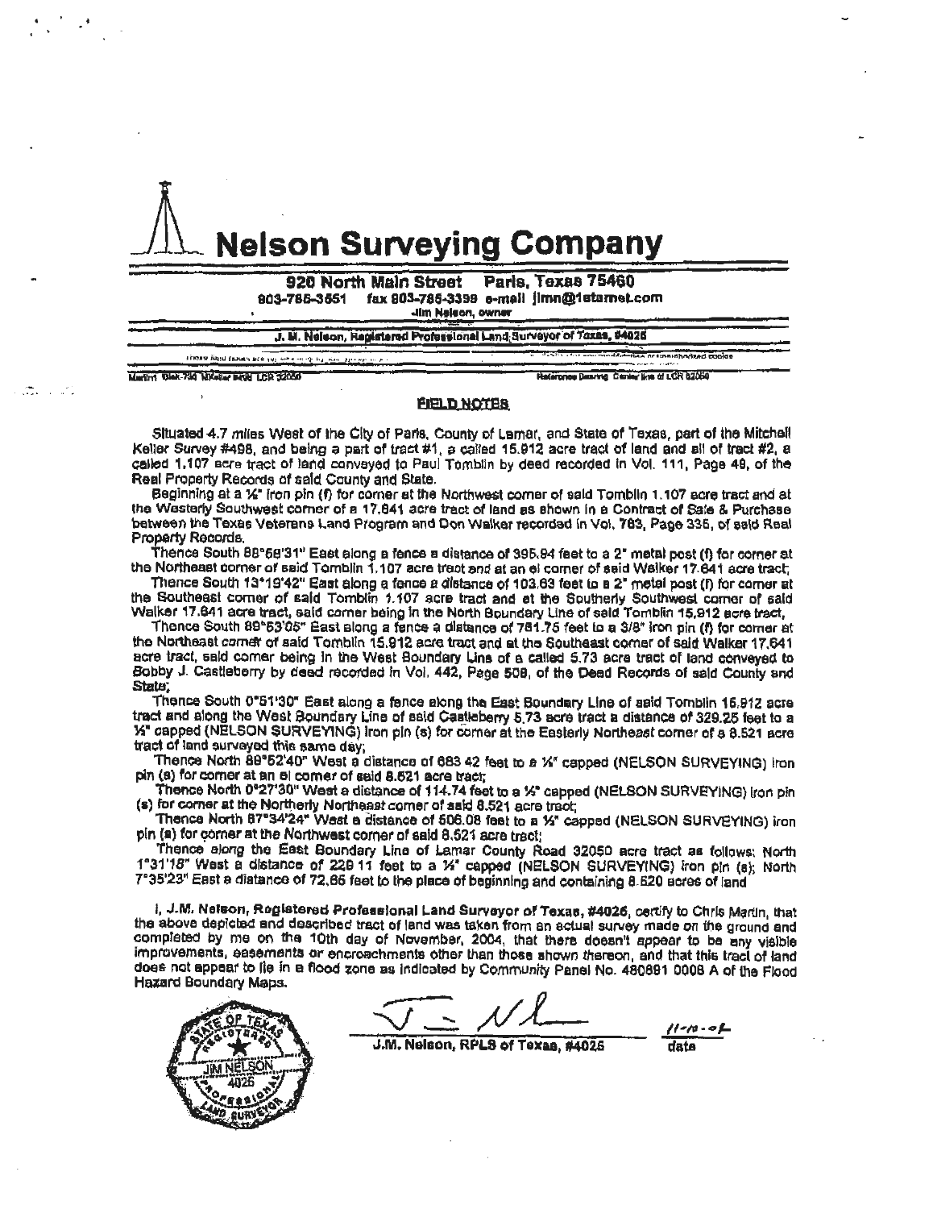# Nelson Surveying Company

**920 North Main Street Paris, Texas 75460**

903-785-3551 fax 903-785-3399 e-mail jlmn@1starnet.com

Jim Nelson, owner

J. M. Nelson, Registered Professional Land Surveyor of Texas, #4025

Martin\ Blok 730 Mitchell Keller #498 LCR 32050 | Reference Bearing Center line of LCR 32050

## FIELD NOTES

Situated 4.7 miles West of the City of Paris, County of Lamar, and State of Texas, part of the Mitchell Keller Survey #498, and being a part of tract #1, a called 15.912 acre tract of land and all of tract #2, a called 1.107 acre tract of land conveyed to Paul Tomblin by deed recorded in Vol. 111, Page 49, of the Real Property Records of said County and State.

Beginning at a ½" iron pin (f) for corner at the Northwest corner of said Tomblin 1.107 acre tract and at the Westerly Southwest corner of a 17.641 acre tract of land as shown in a Contract of Sale & Purchase between the Texas Veterans Land Program and Don Walker recorded in Vol. 783, Page 335, of said Real Property Records.

Thence South 88°58'31" East along a fence a distance of 395.94 feet to a 2" metal post (f) for corner at the Northeast corner of said Tomblin 1.107 acre tract and at an el corner of said Walker 17.641 acre tract;

Thence South 13°19'42" East along a fence a distance of 103.63 feet to a 2" metal post (f) for corner at the Southeast corner of said Tomblin 1.107 acre tract and at the Southerly Southwest corner of said Walker 17.641 acre tract, said corner being in the North Boundary Line of said Tomblin 15.912 acre tract,

Thence South 89°53'05" East along a fence a distance of 781.75 feet to a 3/8" iron pin (f) for corner at the Northeast corner of said Tomblin 15.912 acre tract and at the Southeast corner of said Walker 17.641 acre tract, said corner being in the West Boundary Line of a called 5.73 acre tract of land conveyed to Bobby J. Castleberry by deed recorded in Vol. 442, Page 508, of the Deed Records of said County and State;

Thence South 0°51'30" East along a fence along the East Boundary Line of said Tomblin 15.912 acre tract and along the West Boundary Line of said Castleberry 5.73 acre tract a distance of 329.25 feet to a ½" capped (NELSON SURVEYING) iron pin (s) for corner at the Easterly Northeast corner of a 8.521 acre tract of land surveyed this same day;

Thence North 89°52'40" West a distance of 683.42 feet to a ½" capped (NELSON SURVEYING) iron pin (s) for corner at an el corner of said 8.521 acre tract;

Thence North 0°27'30" West a distance of 114.74 feet to a ½" capped (NELSON SURVEYING) iron pin (s) for corner at the Northerly Northeast corner of said 8.521 acre tract;

Thence North 87°34'24" West a distance of 506.08 feet to a ½" capped (NELSON SURVEYING) iron pin (s) for corner at the Northwest corner of said 8.521 acre tract;

Thence along the East Boundary Line of Lamar County Road 32050 acre tract as follows: North 1°31'18" West a distance of 228.11 feet to a ½" capped (NELSON SURVEYING) iron pin (s); North 7°35'23" East a distance of 72.65 feet to the place of beginning and containing 8.520 acres of land

I, J.M. Nelson, Registered Professional Land Surveyor of Texas, #4025, certify to Chris Martin, that the above depicted and described tract of land was taken from an actual survey made on the ground and completed by me on the 10th day of November, 2004, that there doesn't appear to be any visible improvements, easements or encroachments other than those shown thereon, and that this tract of land does not appear to lie in a flood zone as indicated by Community Panel No. 480891 0008 A of the Flood Hazard Boundary Maps.

STATE OF TEXAS REGISTERED JIM NELSON 4025 PROFESSIONAL LAND SURVEYOR

J.M. Nelson, RPLS of Texas, #4025

11-10-04

date